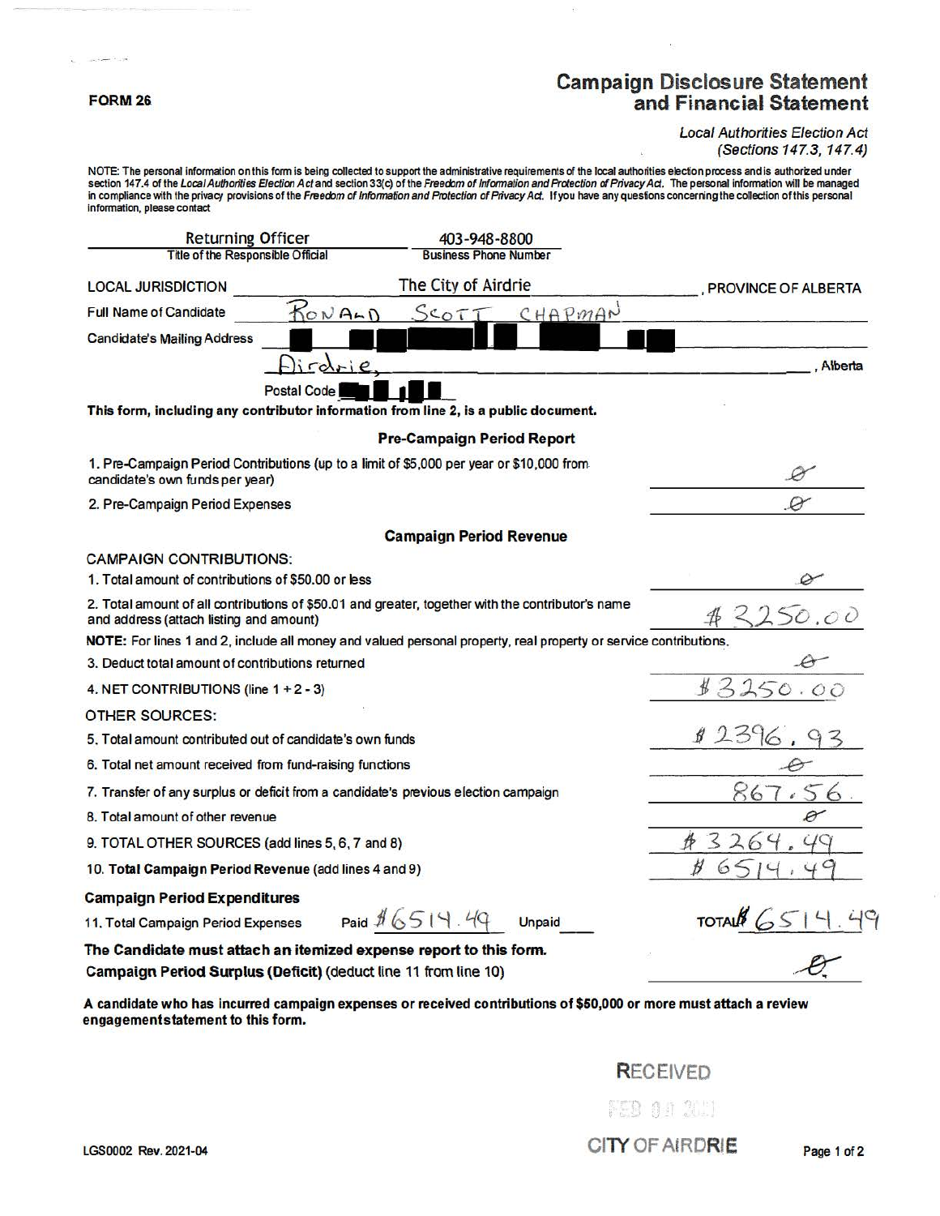**FORM 26**

# Campaign Disclosure Statement and Financial Statement

*Local Authorities Election Act (Sections 147.3, 147.4)*

NOTE: The personal information on this form is being collected to support the administrative requirements of the local authorities election process and is authorized under section 147.4 of the *Local Authorities Election Act* and section 33(c) of the *Freedom of Information and Protection of Privacy Act*. The personal information will be managed in compliance with the privacy provisions of the *Freedom of Information and Protection of Privacy Act*. If you have any questions concerning the collection of this personal information, please contact

| Returning Officer | 403-948-8800 |
|---|---|
| Title of the Responsible Official | Business Phone Number |

LOCAL JURISDICTION: The City of Airdrie, PROVINCE OF ALBERTA

Full Name of Candidate: RONALD SCOTT CHAPMAN

Candidate's Mailing Address: [redacted]

Airdrie, Alberta

Postal Code [redacted]

**This form, including any contributor information from line 2, is a public document.**

### Pre-Campaign Period Report

| | |
|---|---|
| 1. Pre-Campaign Period Contributions (up to a limit of $5,000 per year or $10,000 from candidate's own funds per year) | Ø |
| 2. Pre-Campaign Period Expenses | Ø |

### Campaign Period Revenue

CAMPAIGN CONTRIBUTIONS:

| | |
|---|---|
| 1. Total amount of contributions of $50.00 or less | Ø |
| 2. Total amount of all contributions of $50.01 and greater, together with the contributor's name and address (attach listing and amount) | $3250.00 |

**NOTE:** For lines 1 and 2, include all money and valued personal property, real property or service contributions.

| | |
|---|---|
| 3. Deduct total amount of contributions returned | Ø |
| 4. NET CONTRIBUTIONS (line 1 + 2 - 3) | $3250.00 |

OTHER SOURCES:

| | |
|---|---|
| 5. Total amount contributed out of candidate's own funds | $2396.93 |
| 6. Total net amount received from fund-raising functions | Ø |
| 7. Transfer of any surplus or deficit from a candidate's previous election campaign | 867.56 |
| 8. Total amount of other revenue | Ø |
| 9. TOTAL OTHER SOURCES (add lines 5, 6, 7 and 8) | $3264.49 |
| 10. **Total Campaign Period Revenue** (add lines 4 and 9) | $6514.49 |

### Campaign Period Expenditures

11. Total Campaign Period Expenses — Paid $6514.49 — Unpaid ___ — TOTAL $6514.49

**The Candidate must attach an itemized expense report to this form.**

**Campaign Period Surplus (Deficit)** (deduct line 11 from line 10): Ø

**A candidate who has incurred campaign expenses or received contributions of $50,000 or more must attach a review engagement statement to this form.**

RECEIVED
FEB 0_ 20__
CITY OF AIRDRIE

LGS0002 Rev. 2021-04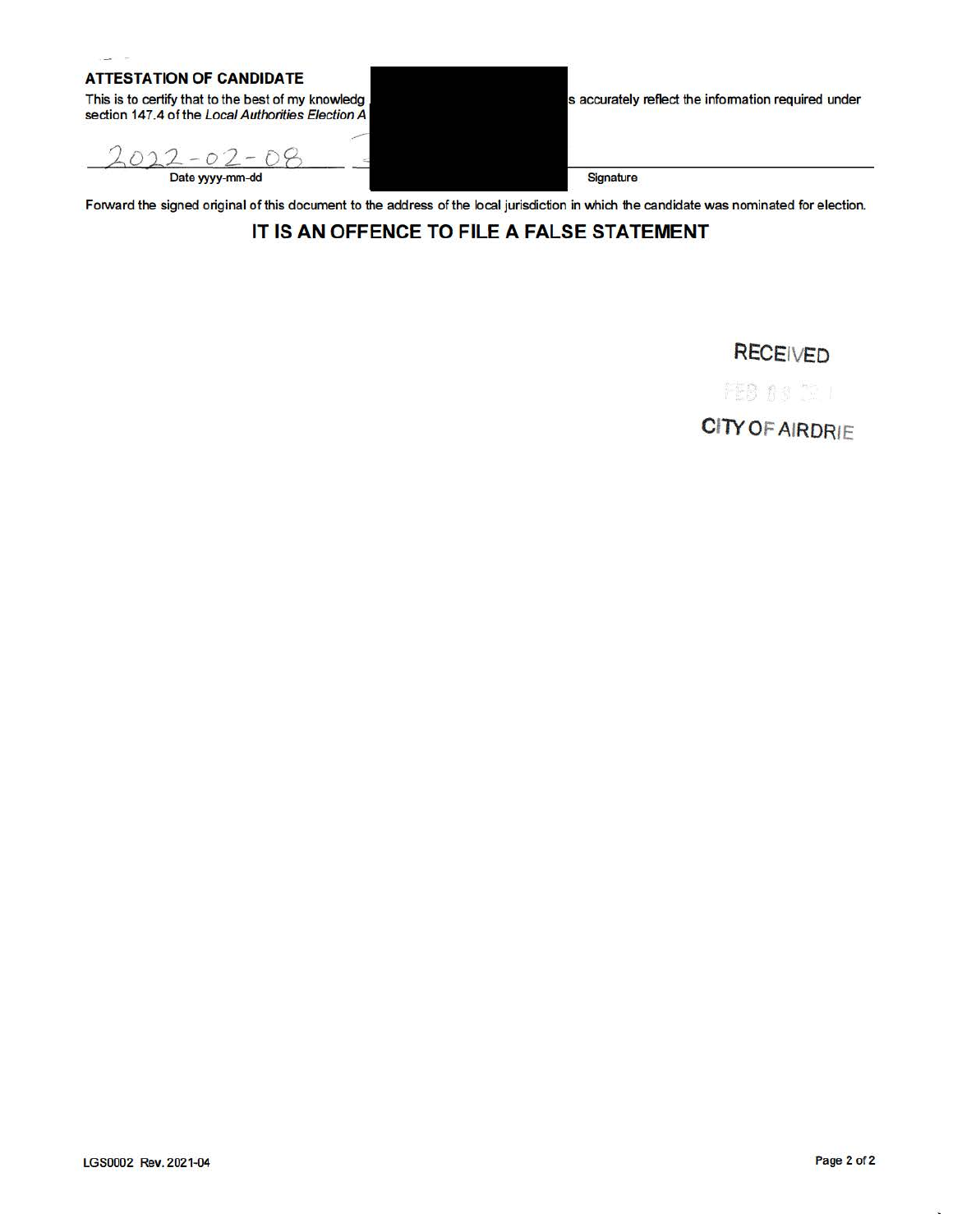**ATTESTATION OF CANDIDATE**

This is to certify that to the best of my knowledg s accurately reflect the information required under section 147.4 of the *Local Authorities Election A*

2022-02-08

Date yyyy-mm-dd

Signature

Forward the signed original of this document to the address of the local jurisdiction in which the candidate was nominated for election.

## IT IS AN OFFENCE TO FILE A FALSE STATEMENT

RECEIVED

FEB 08

CITY OF AIRDRIE

LGS0002 Rev. 2021-04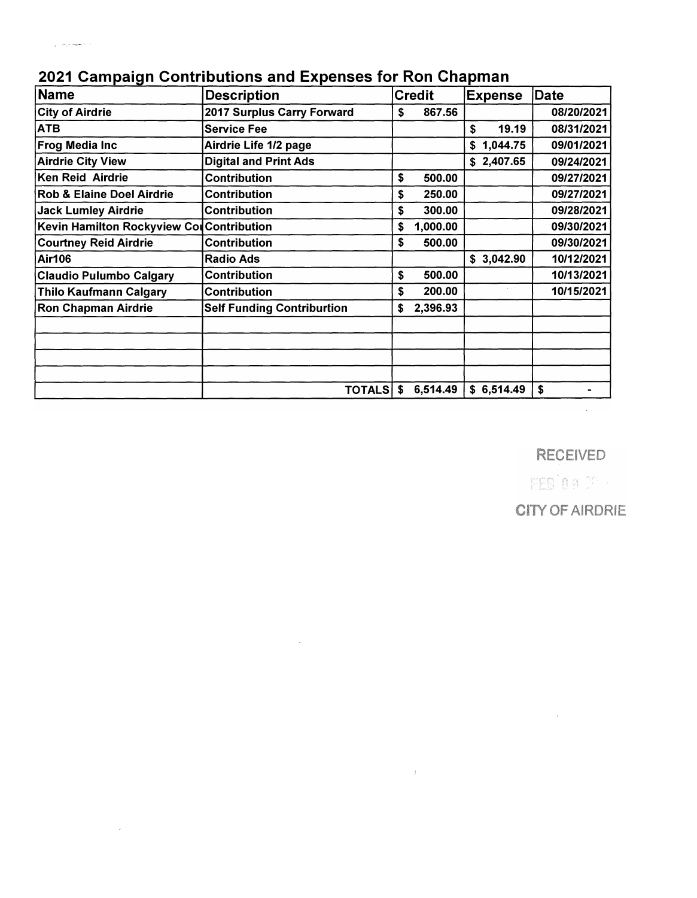## 2021 Campaign Contributions and Expenses for Ron Chapman

| Name | Description | Credit | Expense | Date |
|---|---|---|---|---|
| City of Airdrie | 2017 Surplus Carry Forward | $ 867.56 | | 08/20/2021 |
| ATB | Service Fee | | $ 19.19 | 08/31/2021 |
| Frog Media Inc | Airdrie Life 1/2 page | | $ 1,044.75 | 09/01/2021 |
| Airdrie City View | Digital and Print Ads | | $ 2,407.65 | 09/24/2021 |
| Ken Reid Airdrie | Contribution | $ 500.00 | | 09/27/2021 |
| Rob & Elaine Doel Airdrie | Contribution | $ 250.00 | | 09/27/2021 |
| Jack Lumley Airdrie | Contribution | $ 300.00 | | 09/28/2021 |
| Kevin Hamilton Rockyview Co | Contribution | $ 1,000.00 | | 09/30/2021 |
| Courtney Reid Airdrie | Contribution | $ 500.00 | | 09/30/2021 |
| Air106 | Radio Ads | | $ 3,042.90 | 10/12/2021 |
| Claudio Pulumbo Calgary | Contribution | $ 500.00 | | 10/13/2021 |
| Thilo Kaufmann Calgary | Contribution | $ 200.00 | | 10/15/2021 |
| Ron Chapman Airdrie | Self Funding Contriburtion | $ 2,396.93 | | |
| | | | | |
| | | | | |
| | | | | |
| | | | | |
| | TOTALS | $ 6,514.49 | $ 6,514.49 | $ - |

RECEIVED
FEB 09 20
CITY OF AIRDRIE